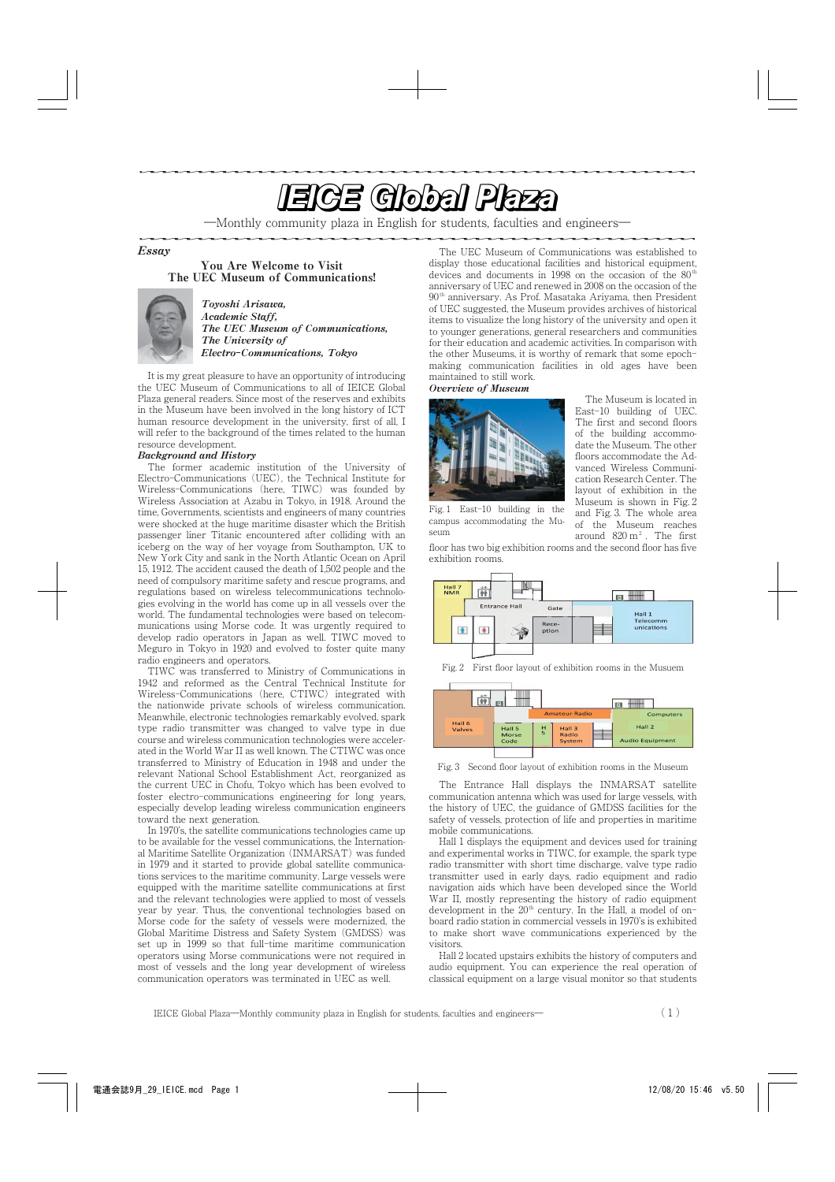# IEICE Global Plaza

—Monthly community plaza in English for students, faculties and engineers—

*Essay*

## You Are Welcome to Visit The UEC Museum of Communications!

***Toyoshi Arisawa, Academic Staff, The UEC Museum of Communications, The University of Electro-Communications, Tokyo***

It is my great pleasure to have an opportunity of introducing the UEC Museum of Communications to all of IEICE Global Plaza general readers. Since most of the reserves and exhibits in the Museum have been involved in the long history of ICT human resource development in the university, first of all, I will refer to the background of the times related to the human resource development.

### *Background and History*

The former academic institution of the University of Electro-Communications (UEC), the Technical Institute for Wireless-Communications (here, TIWC) was founded by Wireless Association at Azabu in Tokyo, in 1918. Around the time, Governments, scientists and engineers of many countries were shocked at the huge maritime disaster which the British passenger liner Titanic encountered after colliding with an iceberg on the way of her voyage from Southampton, UK to New York City and sank in the North Atlantic Ocean on April 15, 1912. The accident caused the death of 1,502 people and the need of compulsory maritime safety and rescue programs, and regulations based on wireless telecommunications technologies evolving in the world has come up in all vessels over the world. The fundamental technologies were based on telecommunications using Morse code. It was urgently required to develop radio operators in Japan as well. TIWC moved to Meguro in Tokyo in 1920 and evolved to foster quite many radio engineers and operators.

TIWC was transferred to Ministry of Communications in 1942 and reformed as the Central Technical Institute for Wireless-Communications (here, CTIWC) integrated with the nationwide private schools of wireless communication. Meanwhile, electronic technologies remarkably evolved, spark type radio transmitter was changed to valve type in due course and wireless communication technologies were accelerated in the World War II as well known. The CTIWC was once transferred to Ministry of Education in 1948 and under the relevant National School Establishment Act, reorganized as the current UEC in Chofu, Tokyo which has been evolved to foster electro-communications engineering for long years, especially develop leading wireless communication engineers toward the next generation.

In 1970's, the satellite communications technologies came up to be available for the vessel communications, the International Maritime Satellite Organization (INMARSAT) was funded in 1979 and it started to provide global satellite communications services to the maritime community. Large vessels were equipped with the maritime satellite communications at first and the relevant technologies were applied to most of vessels year by year. Thus, the conventional technologies based on Morse code for the safety of vessels were modernized, the Global Maritime Distress and Safety System (GMDSS) was set up in 1999 so that full-time maritime communication operators using Morse communications were not required in most of vessels and the long year development of wireless communication operators was terminated in UEC as well.

The UEC Museum of Communications was established to display those educational facilities and historical equipment, devices and documents in 1998 on the occasion of the 80th anniversary of UEC and renewed in 2008 on the occasion of the 90th anniversary. As Prof. Masataka Ariyama, then President of UEC suggested, the Museum provides archives of historical items to visualize the long history of the university and open it to younger generations, general researchers and communities for their education and academic activities. In comparison with the other Museums, it is worthy of remark that some epoch-making communication facilities in old ages have been maintained to still work.

### *Overview of Museum*

Fig. 1 East-10 building in the campus accommodating the Museum

The Museum is located in East-10 building of UEC. The first and second floors of the building accommodate the Museum. The other floors accommodate the Advanced Wireless Communication Research Center. The layout of exhibition in the Museum is shown in Fig. 2 and Fig. 3. The whole area of the Museum reaches around 820 m². The first floor has two big exhibition rooms and the second floor has five exhibition rooms.

Fig. 2 First floor layout of exhibition rooms in the Musuem

Fig. 3 Second floor layout of exhibition rooms in the Museum

The Entrance Hall displays the INMARSAT satellite communication antenna which was used for large vessels, with the history of UEC, the guidance of GMDSS facilities for the safety of vessels, protection of life and properties in maritime mobile communications.

Hall 1 displays the equipment and devices used for training and experimental works in TIWC, for example, the spark type radio transmitter with short time discharge, valve type radio transmitter used in early days, radio equipment and radio navigation aids which have been developed since the World War II, mostly representing the history of radio equipment development in the 20th century. In the Hall, a model of on-board radio station in commercial vessels in 1970's is exhibited to make short wave communications experienced by the visitors.

Hall 2 located upstairs exhibits the history of computers and audio equipment. You can experience the real operation of classical equipment on a large visual monitor so that students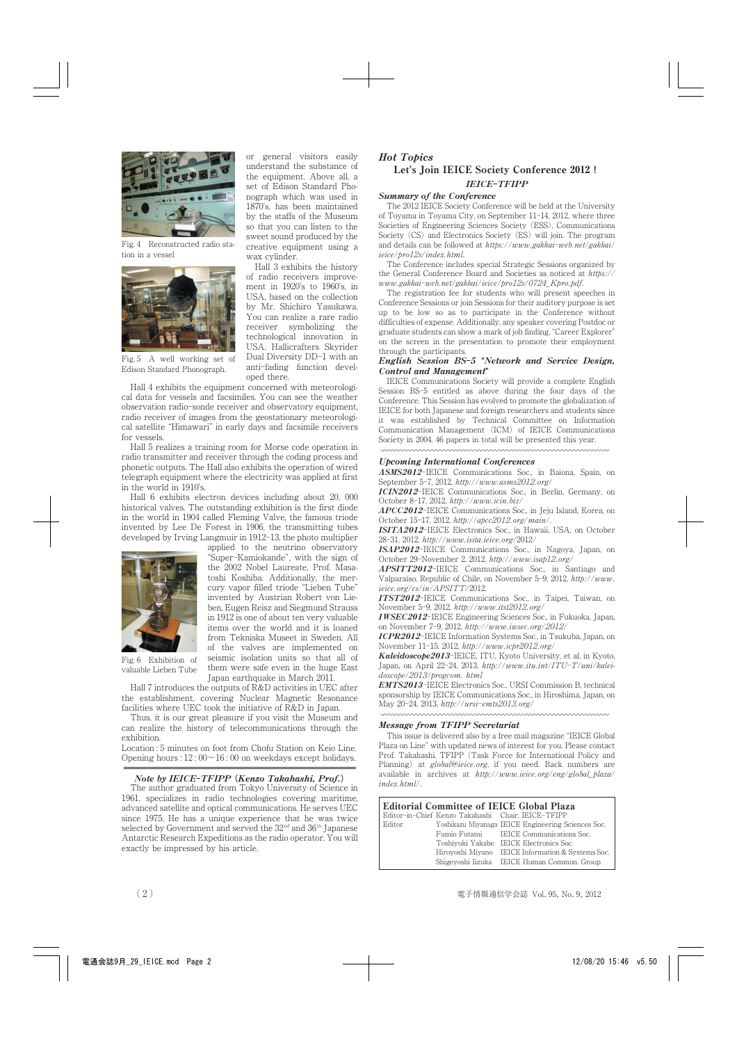Fig. 4 Reconstructed radio station in a vessel

Fig. 5 A well working set of Edison Standard Phonograph.

or general visitors easily understand the substance of the equipment. Above all, a set of Edison Standard Phonograph which was used in 1870's, has been maintained by the staffs of the Museum so that you can listen to the sweet sound produced by the creative equipment using a wax cylinder.

Hall 3 exhibits the history of radio receivers improvement in 1920's to 1960's, in USA, based on the collection by Mr. Shichiro Yasukawa. You can realize a rare radio receiver symbolizing the technological innovation in USA, Hallicrafters Skyrider Dual Diversity DD-1 with an anti-fading function developed there.

Hall 4 exhibits the equipment concerned with meteorological data for vessels and facsimiles. You can see the weather observation radio-sonde receiver and observatory equipment, radio receiver of images from the geostationary meteorological satellite "Himawari" in early days and facsimile receivers for vessels.

Hall 5 realizes a training room for Morse code operation in radio transmitter and receiver through the coding process and phonetic outputs. The Hall also exhibits the operation of wired telegraph equipment where the electricity was applied at first in the world in 1910's.

Hall 6 exhibits electron devices including about 20, 000 historical valves. The outstanding exhibition is the first diode in the world in 1904 called Fleming Valve, the famous triode invented by Lee De Forest in 1906, the transmitting tubes developed by Irving Langmuir in 1912-13, the photo multiplier applied to the neutrino observatory "Super-Kamiokande", with the sign of the 2002 Nobel Laureate, Prof. Masatoshi Koshiba. Additionally, the mercury vapor filled triode "Lieben Tube" invented by Austrian Robert von Lieben, Eugen Reisz and Siegmund Strauss in 1912 is one of about ten very valuable items over the world and it is loaned from Tekniska Museet in Sweden. All of the valves are implemented on seismic isolation units so that all of them were safe even in the huge East Japan earthquake in March 2011.

Fig. 6 Exhibition of valuable Lieben Tube

Hall 7 introduces the outputs of R&D activities in UEC after the establishment, covering Nuclear Magnetic Resonance facilities where UEC took the initiative of R&D in Japan.

Thus, it is our great pleasure if you visit the Museum and can realize the history of telecommunications through the exhibition.

Location : 5 minutes on foot from Chofu Station on Keio Line.
Opening hours : 12 : 00～16 : 00 on weekdays except holidays.

### *Note by IEICE-TFIPP (Kenzo Takahashi, Prof.)*

The author graduated from Tokyo University of Science in 1961, specializes in radio technologies covering maritime, advanced satellite and optical communications. He serves UEC since 1975. He has a unique experience that he was twice selected by Government and served the 32nd and 36th Japanese Antarctic Research Expeditions as the radio operator. You will exactly be impressed by his article.

## *Hot Topics*

### Let's Join IEICE Society Conference 2012 !

*IEICE-TFIPP*

#### *Summary of the Conference*

The 2012 IEICE Society Conference will be held at the University of Toyama in Toyama City, on September 11-14, 2012, where three Societies of Engineering Sciences Society (ESS), Communications Society (CS) and Electronics Society (ES) will join. The program and details can be followed at *https://www.gakkai-web.net/gakkai/ieice/pro12s/index.html*.

The Conference includes special Strategic Sessions organized by the General Conference Board and Societies as noticed at *https://www.gakkai-web.net/gakkai/ieice/pro12s/0724_Kpro.pdf*.

The registration fee for students who will present speeches in Conference Sessions or join Sessions for their auditory purpose is set up to be low so as to participate in the Conference without difficulties of expense. Additionally, any speaker covering Postdoc or graduate students can show a mark of job finding, "Career Explorer" on the screen in the presentation to promote their employment through the participants.

#### *English Session BS-5 "Network and Service Design, Control and Management"*

IEICE Communications Society will provide a complete English Session BS-5 entitled as above during the four days of the Conference. This Session has evolved to promote the globalization of IEICE for both Japanese and foreign researchers and students since it was established by Technical Committee on Information Communication Management (ICM) of IEICE Communications Society in 2004. 46 papers in total will be presented this year.

#### *Upcoming International Conferences*

***ASMS2012***-IEICE Communications Soc., in Baiona, Spain, on September 5-7, 2012, *http://www.asms2012.org/*

***ICIN2012***-IEICE Communications Soc., in Berlin, Germany, on October 8-17, 2012, *http://www.icin.biz/*

***APCC2012***-IEICE Communications Soc., in Jeju Island, Korea, on October 15-17, 2012, *http://apcc2012.org/main/*.

***ISITA2012***-IEICE Electronics Soc., in Hawaii, USA, on October 28-31, 2012, *http://www.isita.ieice.org/2012/*

***ISAP2012***-IEICE Communications Soc., in Nagoya, Japan, on October 29-November 2, 2012, *http://www.isap12.org/*

***APSITT2012***-IEICE Communications Soc., in Santiago and Valparaiso, Republic of Chile, on November 5-9, 2012, *http://www.ieice.org/cs/in/APSITT/2012*.

***ITST2012***-IEICE Communications Soc., in Taipei, Taiwan, on November 5-9, 2012, *http://www.itst2012.org/*

***IWSEC2012***-IEICE Engineering Sciences Soc., in Fukuoka, Japan, on November 7-9, 2012, *http://www.iwsec.org/2012/*

***ICPR2012***-IEICE Information Systems Soc., in Tsukuba, Japan, on November 11-15, 2012, *http://www.icpr2012.org/*

***Kaleidoscope2013***-IEICE, ITU, Kyoto University, et al, in Kyoto, Japan, on April 22-24, 2013, *http://www.itu.int/ITU-T/uni/kaleidoscope/2013/progcom. html*

***EMTS2013***-IEICE Electronics Soc., URSI Commission B, technical sponsorship by IEICE Communications Soc., in Hiroshima, Japan, on May 20-24, 2013, *http://ursi-emts2013.org/*

#### *Message from TFIPP Secretariat*

This issue is delivered also by a free mail magazine "IEICE Global Plaza on Line" with updated news of interest for you. Please contact Prof. Takahashi, TFIPP (Task Force for International Policy and Planning) at *global@ieice.org*, if you need. Back numbers are available in archives at *http://www.ieice.org/eng/global_plaza/index.html/*.

#### Editorial Committee of IEICE Global Plaza

| | | |
|---|---|---|
| Editor-in-Chief | Kenzo Takahashi | Chair, IEICE-TFIPP |
| Editor | Yoshikazu Miyanaga | IEICE Engineering Sciences Soc. |
| | Fumio Futami | IEICE Communications Soc. |
| | Toshiyuki Yakabe | IEICE Electronics Soc. |
| | Hiroyoshi Miyano | IEICE Information & Systems Soc. |
| | Shigeyoshi Iizuka | IEICE Human Commun. Group |